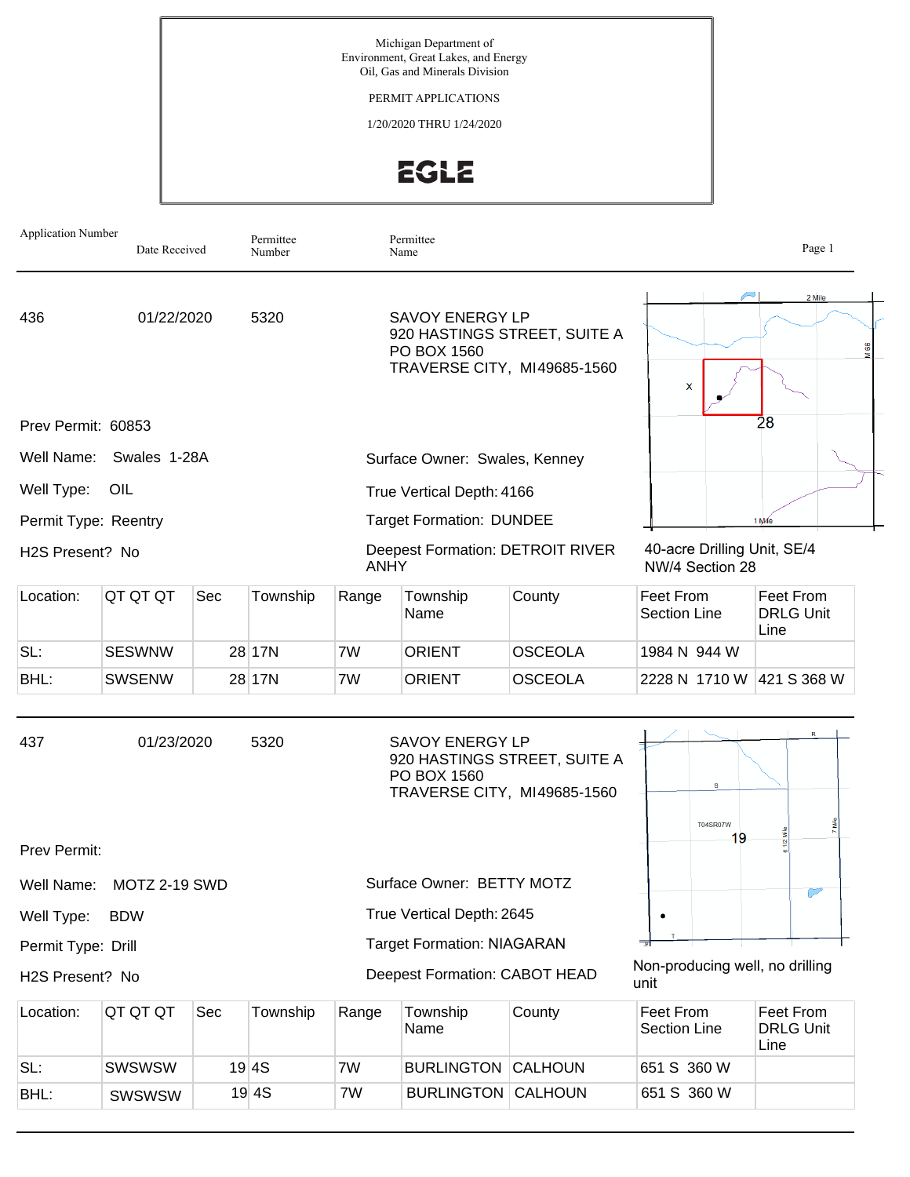Michigan Department of
Environment, Great Lakes, and Energy
Oil, Gas and Minerals Division

PERMIT APPLICATIONS

1/20/2020 THRU 1/24/2020

EGLE

| Application Number | Date Received | Permittee Number | Permittee Name |
|---|---|---|---|

---

**436** | 01/22/2020 | 5320 | SAVOY ENERGY LP
920 HASTINGS STREET, SUITE A
PO BOX 1560
TRAVERSE CITY, MI49685-1560

Prev Permit: 60853

Well Name: Swales 1-28A

Well Type: OIL

Permit Type: Reentry

H2S Present? No

Surface Owner: Swales, Kenney

True Vertical Depth: 4166

Target Formation: DUNDEE

Deepest Formation: DETROIT RIVER ANHY

40-acre Drilling Unit, SE/4 NW/4 Section 28

| Location: | QT QT QT | Sec | Township | Range | Township Name | County | Feet From Section Line | Feet From DRLG Unit Line |
|---|---|---|---|---|---|---|---|---|
| SL: | SESWNW | 28 | 17N | 7W | ORIENT | OSCEOLA | 1984 N 944 W | |
| BHL: | SWSENW | 28 | 17N | 7W | ORIENT | OSCEOLA | 2228 N 1710 W | 421 S 368 W |

---

**437** | 01/23/2020 | 5320 | SAVOY ENERGY LP
920 HASTINGS STREET, SUITE A
PO BOX 1560
TRAVERSE CITY, MI49685-1560

Prev Permit:

Well Name: MOTZ 2-19 SWD

Well Type: BDW

Permit Type: Drill

H2S Present? No

Surface Owner: BETTY MOTZ

True Vertical Depth: 2645

Target Formation: NIAGARAN

Deepest Formation: CABOT HEAD

Non-producing well, no drilling unit

| Location: | QT QT QT | Sec | Township | Range | Township Name | County | Feet From Section Line | Feet From DRLG Unit Line |
|---|---|---|---|---|---|---|---|---|
| SL: | SWSWSW | 19 | 4S | 7W | BURLINGTON | CALHOUN | 651 S 360 W | |
| BHL: | SWSWSW | 19 | 4S | 7W | BURLINGTON | CALHOUN | 651 S 360 W | |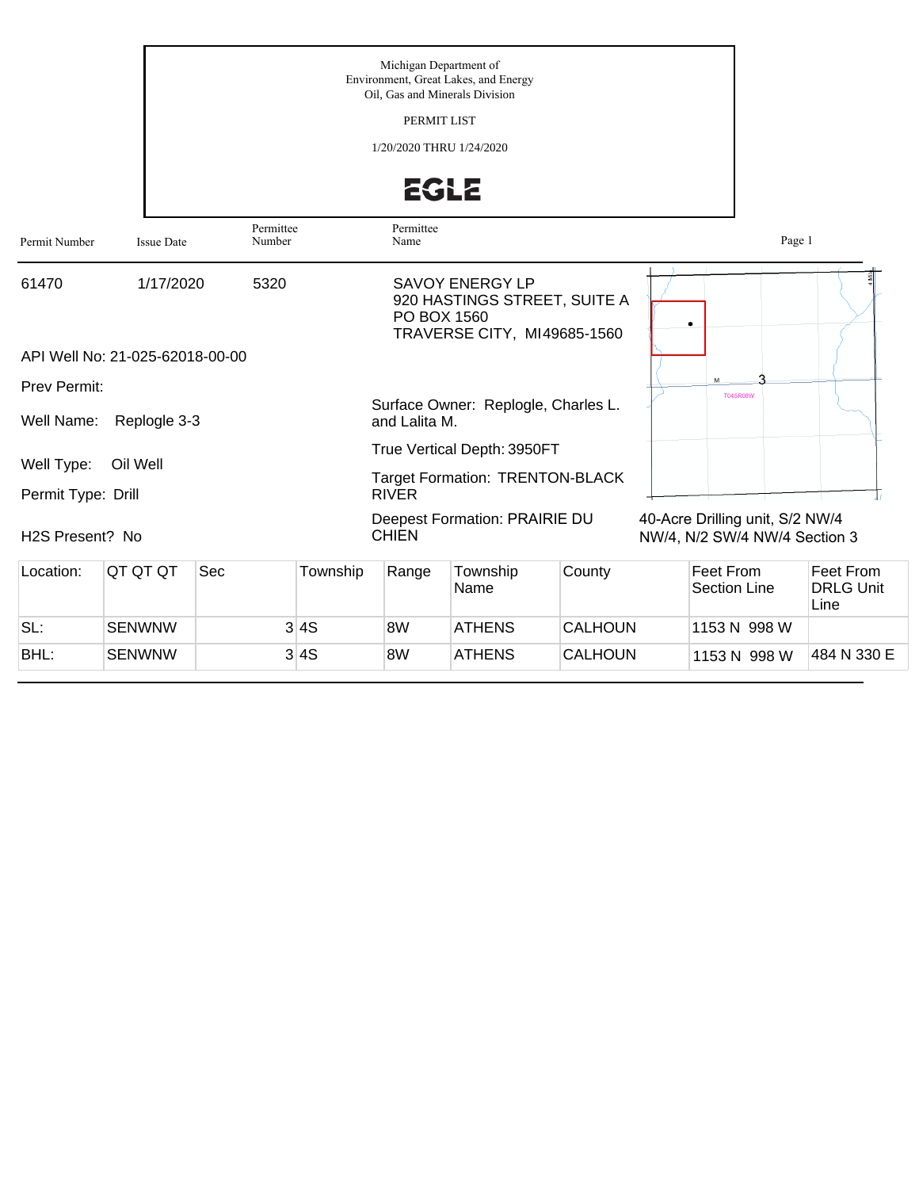Michigan Department of
Environment, Great Lakes, and Energy
Oil, Gas and Minerals Division

PERMIT LIST

1/20/2020 THRU 1/24/2020

EGLE

| Permit Number | Issue Date | Permittee Number | Permittee Name |
|---|---|---|---|
| 61470 | 1/17/2020 | 5320 | SAVOY ENERGY LP<br>920 HASTINGS STREET, SUITE A<br>PO BOX 1560<br>TRAVERSE CITY, MI49685-1560 |

API Well No: 21-025-62018-00-00

Prev Permit:

Well Name: Replogle 3-3

Well Type: Oil Well

Permit Type: Drill

H2S Present? No

Surface Owner: Replogle, Charles L. and Lalita M.

True Vertical Depth: 3950FT

Target Formation: TRENTON-BLACK RIVER

Deepest Formation: PRAIRIE DU CHIEN

40-Acre Drilling unit, S/2 NW/4 NW/4, N/2 SW/4 NW/4 Section 3

| Location: | QT QT QT | Sec | Township | Range | Township Name | County | Feet From Section Line | Feet From DRLG Unit Line |
|---|---|---|---|---|---|---|---|---|
| SL: | SENWNW | 3 | 4S | 8W | ATHENS | CALHOUN | 1153 N 998 W | |
| BHL: | SENWNW | 3 | 4S | 8W | ATHENS | CALHOUN | 1153 N 998 W | 484 N 330 E |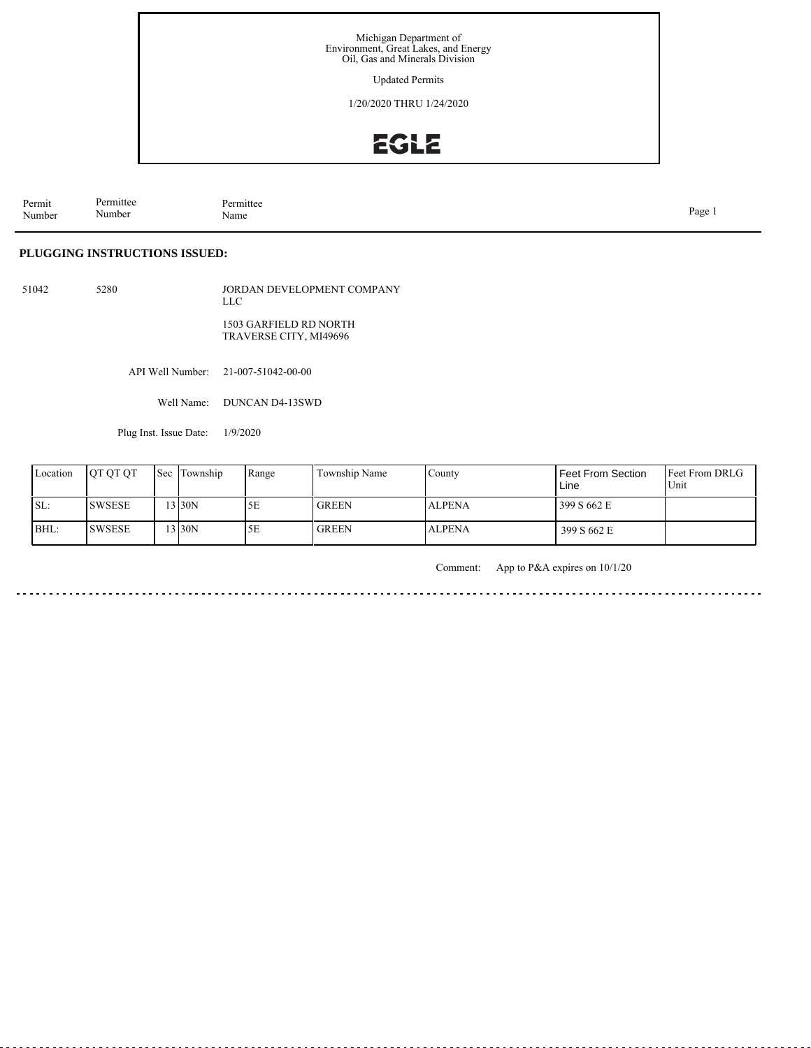Michigan Department of
Environment, Great Lakes, and Energy
Oil, Gas and Minerals Division

Updated Permits

1/20/2020 THRU 1/24/2020

EGLE

| Permit Number | Permittee Number | Permittee Name |
|---|---|---|

## PLUGGING INSTRUCTIONS ISSUED:

51042 5280 JORDAN DEVELOPMENT COMPANY LLC

1503 GARFIELD RD NORTH
TRAVERSE CITY, MI49696

API Well Number: 21-007-51042-00-00

Well Name: DUNCAN D4-13SWD

Plug Inst. Issue Date: 1/9/2020

| Location | QT QT QT | Sec | Township | Range | Township Name | County | Feet From Section Line | Feet From DRLG Unit |
|---|---|---|---|---|---|---|---|---|
| SL: | SWSESE | 13 | 30N | 5E | GREEN | ALPENA | 399 S 662 E | |
| BHL: | SWSESE | 13 | 30N | 5E | GREEN | ALPENA | 399 S 662 E | |

Comment: App to P&A expires on 10/1/20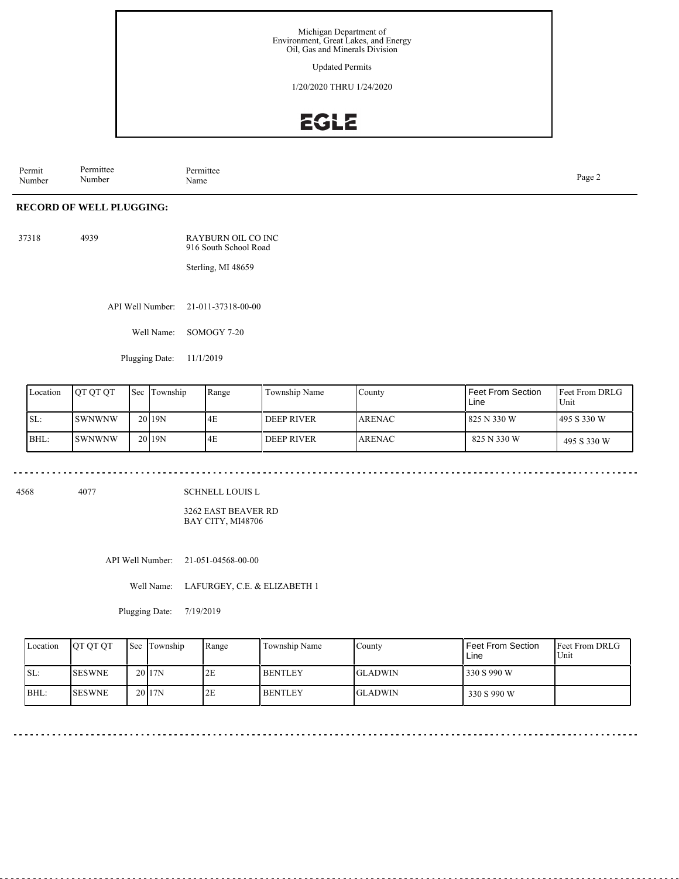Michigan Department of
Environment, Great Lakes, and Energy
Oil, Gas and Minerals Division

Updated Permits

1/20/2020 THRU 1/24/2020

EGLE

| Permit Number | Permittee Number | Permittee Name |
|---|---|---|

## RECORD OF WELL PLUGGING:

37318 4939 RAYBURN OIL CO INC
916 South School Road

Sterling, MI 48659

API Well Number: 21-011-37318-00-00

Well Name: SOMOGY 7-20

Plugging Date: 11/1/2019

| Location | QT QT QT | Sec | Township | Range | Township Name | County | Feet From Section Line | Feet From DRLG Unit |
|---|---|---|---|---|---|---|---|---|
| SL: | SWNWNW | 20 | 19N | 4E | DEEP RIVER | ARENAC | 825 N 330 W | 495 S 330 W |
| BHL: | SWNWNW | 20 | 19N | 4E | DEEP RIVER | ARENAC | 825 N 330 W | 495 S 330 W |

---

4568 4077 SCHNELL LOUIS L

3262 EAST BEAVER RD
BAY CITY, MI48706

API Well Number: 21-051-04568-00-00

Well Name: LAFURGEY, C.E. & ELIZABETH 1

Plugging Date: 7/19/2019

| Location | QT QT QT | Sec | Township | Range | Township Name | County | Feet From Section Line | Feet From DRLG Unit |
|---|---|---|---|---|---|---|---|---|
| SL: | SESWNE | 20 | 17N | 2E | BENTLEY | GLADWIN | 330 S 990 W | |
| BHL: | SESWNE | 20 | 17N | 2E | BENTLEY | GLADWIN | 330 S 990 W | |

---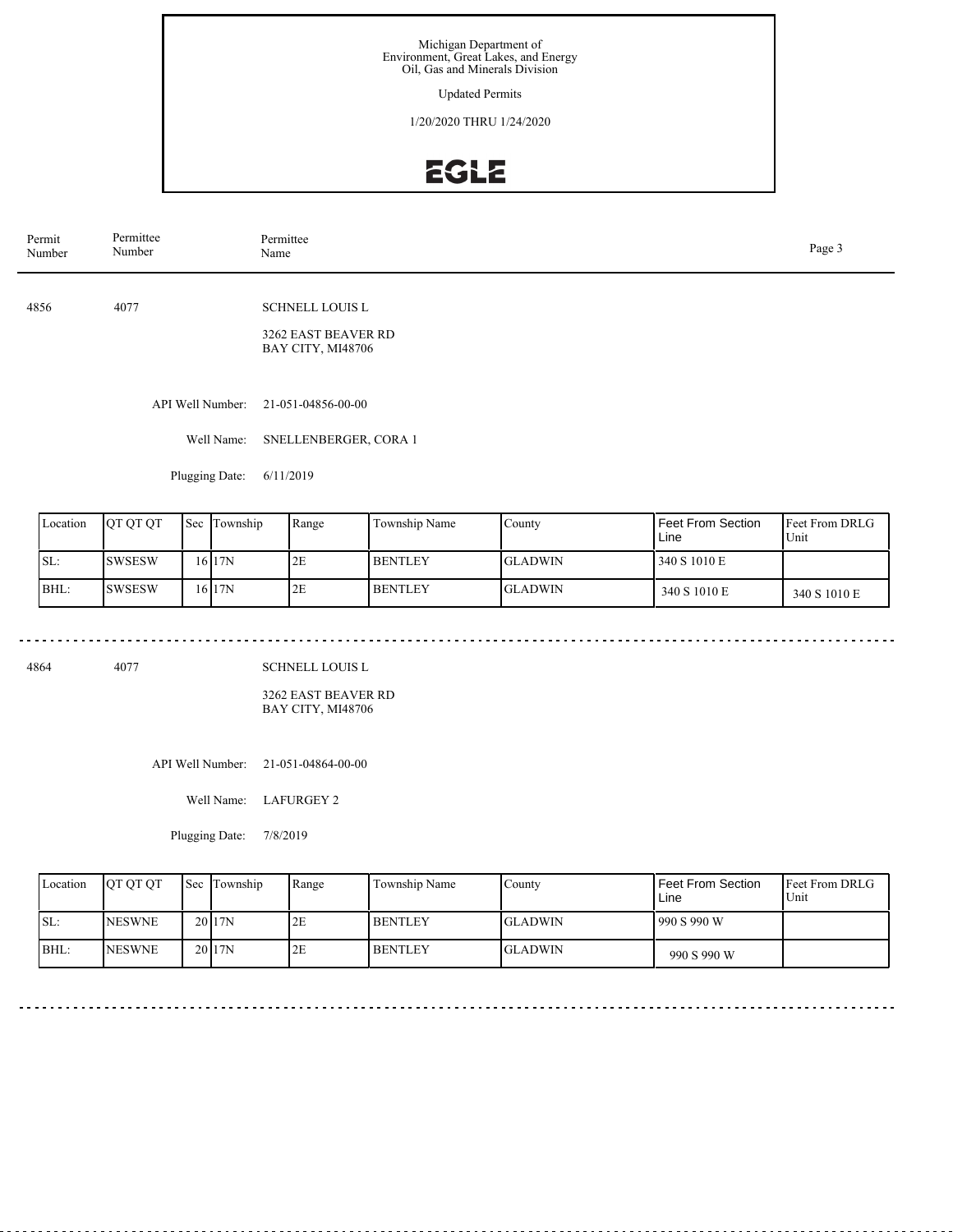Michigan Department of
Environment, Great Lakes, and Energy
Oil, Gas and Minerals Division

Updated Permits

1/20/2020 THRU 1/24/2020

EGLE

| Permit Number | Permittee Number | Permittee Name |
|---|---|---|

---

**4856** | **4077** | **SCHNELL LOUIS L**

3262 EAST BEAVER RD
BAY CITY, MI48706

API Well Number: 21-051-04856-00-00

Well Name: SNELLENBERGER, CORA 1

Plugging Date: 6/11/2019

| Location | QT QT QT | Sec | Township | Range | Township Name | County | Feet From Section Line | Feet From DRLG Unit |
|---|---|---|---|---|---|---|---|---|
| SL: | SWSESW | 16 | 17N | 2E | BENTLEY | GLADWIN | 340 S 1010 E | |
| BHL: | SWSESW | 16 | 17N | 2E | BENTLEY | GLADWIN | 340 S 1010 E | 340 S 1010 E |

---

**4864** | **4077** | **SCHNELL LOUIS L**

3262 EAST BEAVER RD
BAY CITY, MI48706

API Well Number: 21-051-04864-00-00

Well Name: LAFURGEY 2

Plugging Date: 7/8/2019

| Location | QT QT QT | Sec | Township | Range | Township Name | County | Feet From Section Line | Feet From DRLG Unit |
|---|---|---|---|---|---|---|---|---|
| SL: | NESWNE | 20 | 17N | 2E | BENTLEY | GLADWIN | 990 S 990 W | |
| BHL: | NESWNE | 20 | 17N | 2E | BENTLEY | GLADWIN | 990 S 990 W | |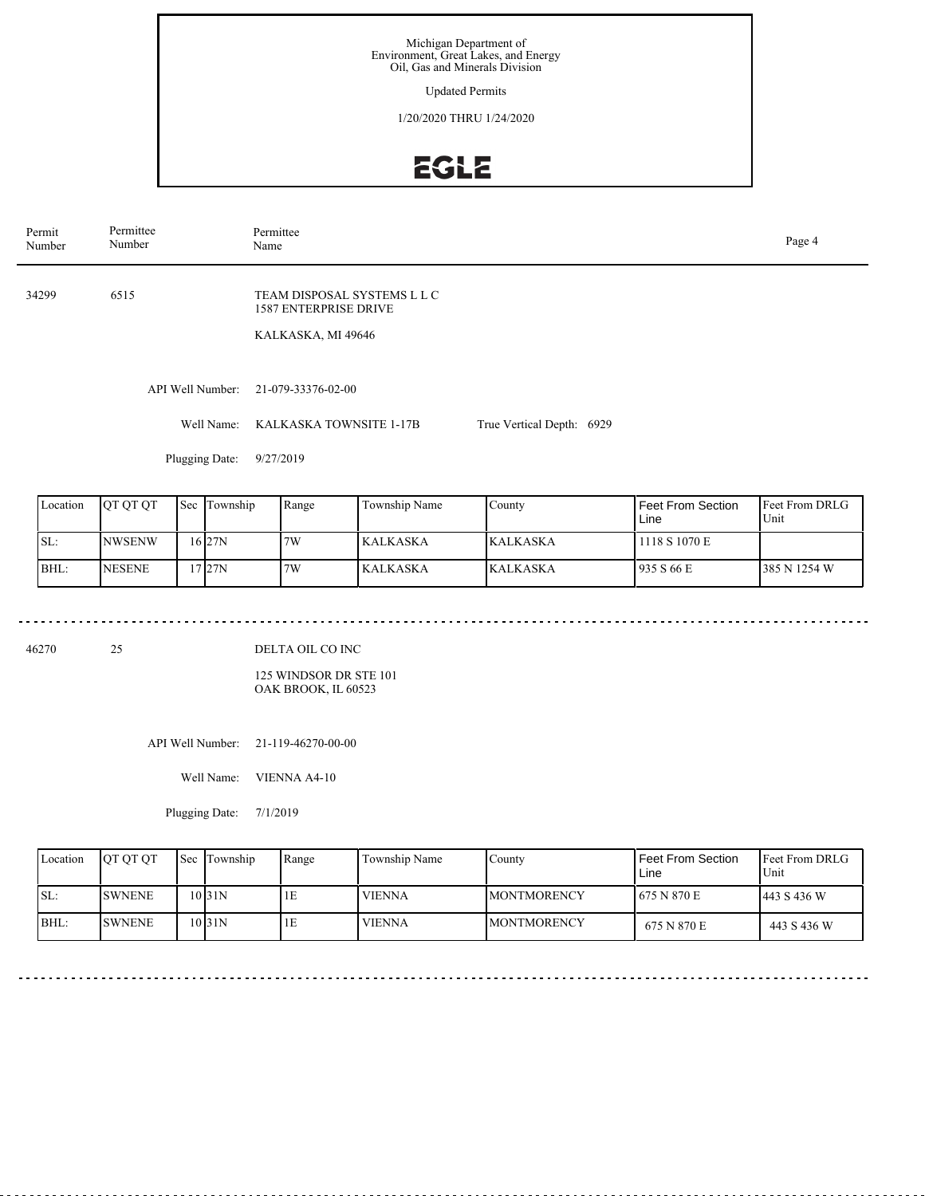Michigan Department of
Environment, Great Lakes, and Energy
Oil, Gas and Minerals Division

Updated Permits

1/20/2020 THRU 1/24/2020

| Permit Number | Permittee Number | Permittee Name |
|---|---|---|

---

**34299** | **6515** | TEAM DISPOSAL SYSTEMS L L C
1587 ENTERPRISE DRIVE
KALKASKA, MI 49646

API Well Number: 21-079-33376-02-00

Well Name: KALKASKA TOWNSITE 1-17B    True Vertical Depth: 6929

Plugging Date: 9/27/2019

| Location | QT QT QT | Sec | Township | Range | Township Name | County | Feet From Section Line | Feet From DRLG Unit |
|---|---|---|---|---|---|---|---|---|
| SL: | NWSENW | 16 | 27N | 7W | KALKASKA | KALKASKA | 1118 S 1070 E | |
| BHL: | NESENE | 17 | 27N | 7W | KALKASKA | KALKASKA | 935 S 66 E | 385 N 1254 W |

---

**46270** | **25** | DELTA OIL CO INC
125 WINDSOR DR STE 101
OAK BROOK, IL 60523

API Well Number: 21-119-46270-00-00

Well Name: VIENNA A4-10

Plugging Date: 7/1/2019

| Location | QT QT QT | Sec | Township | Range | Township Name | County | Feet From Section Line | Feet From DRLG Unit |
|---|---|---|---|---|---|---|---|---|
| SL: | SWNENE | 10 | 31N | 1E | VIENNA | MONTMORENCY | 675 N 870 E | 443 S 436 W |
| BHL: | SWNENE | 10 | 31N | 1E | VIENNA | MONTMORENCY | 675 N 870 E | 443 S 436 W |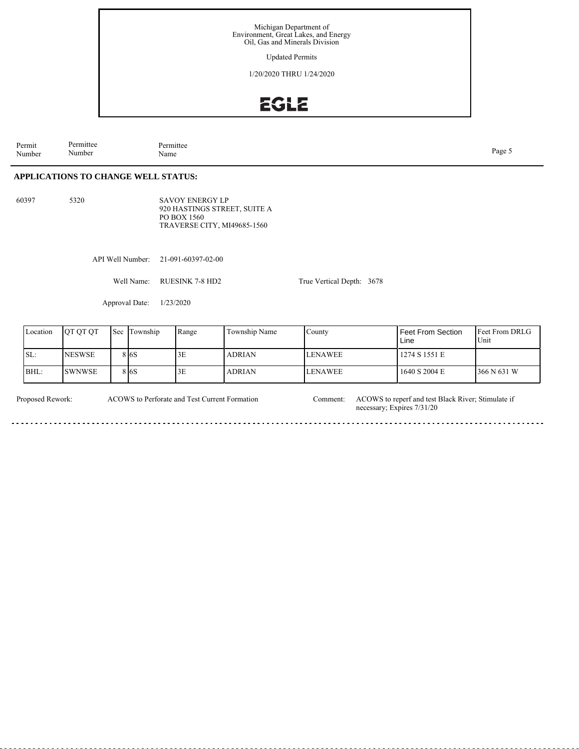Michigan Department of Environment, Great Lakes, and Energy
Oil, Gas and Minerals Division

Updated Permits

1/20/2020 THRU 1/24/2020

EGLE

| Permit Number | Permittee Number | Permittee Name |
|---|---|---|

## APPLICATIONS TO CHANGE WELL STATUS:

60397 5320 SAVOY ENERGY LP
920 HASTINGS STREET, SUITE A
PO BOX 1560
TRAVERSE CITY, MI49685-1560

API Well Number: 21-091-60397-02-00

Well Name: RUESINK 7-8 HD2 True Vertical Depth: 3678

Approval Date: 1/23/2020

| Location | QT QT QT | Sec | Township | Range | Township Name | County | Feet From Section Line | Feet From DRLG Unit |
|---|---|---|---|---|---|---|---|---|
| SL: | NESWSE | 8 | 6S | 3E | ADRIAN | LENAWEE | 1274 S 1551 E | |
| BHL: | SWNWSE | 8 | 6S | 3E | ADRIAN | LENAWEE | 1640 S 2004 E | 366 N 631 W |

Proposed Rework: ACOWS to Perforate and Test Current Formation

Comment: ACOWS to reperf and test Black River; Stimulate if necessary; Expires 7/31/20